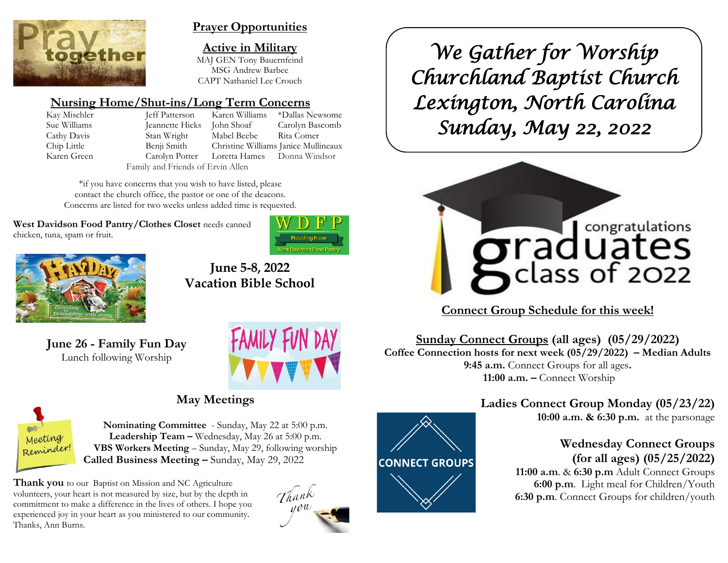## Prayer Opportunities

### Active in Military

MAJ GEN Tony Bauernfeind
MSG Andrew Barbee
CAPT Nathaniel Lee Crouch

### Nursing Home/Shut-ins/Long Term Concerns

| | | | |
|---|---|---|---|
| Kay Mischler | Jeff Patterson | Karen Williams | *Dallas Newsome |
| Sue Williams | Jeannette Hicks | John Shoaf | Carolyn Bascomb |
| Cathy Davis | Stan Wright | Mabel Beebe | Rita Comer |
| Chip Little | Benji Smith | Christine Williams | Janice Mullineaux |
| Karen Green | Carolyn Potter | Loretta Hames | Donna Windsor |

Family and Friends of Ervin Allen

*if you have concerns that you wish to have listed, please contact the church office, the pastor or one of the deacons. Concerns are listed for two weeks unless added time is requested.

**West Davidson Food Pantry/Clothes Closet** needs canned chicken, tuna, spam or fruit.

## June 5-8, 2022 Vacation Bible School

## June 26 - Family Fun Day

Lunch following Worship

## May Meetings

**Nominating Committee** - Sunday, May 22 at 5:00 p.m.
**Leadership Team –** Wednesday, May 26 at 5:00 p.m.
**VBS Workers Meeting** – Sunday, May 29, following worship
**Called Business Meeting –** Sunday, May 29, 2022

**Thank you** to our Baptist on Mission and NC Agriculture volunteers, your heart is not measured by size, but by the depth in commitment to make a difference in the lives of others. I hope you experienced joy in your heart as you ministered to our community. Thanks, Ann Burns.

# *We Gather for Worship Churchland Baptist Church Lexington, North Carolina Sunday, May 22, 2022*

congratulations graduates class of 2022

## Connect Group Schedule for this week!

**Sunday Connect Groups (all ages) (05/29/2022)**
**Coffee Connection hosts for next week (05/29/2022) – Median Adults**
**9:45 a.m.** Connect Groups for all ages.
**11:00 a.m. –** Connect Worship

**Ladies Connect Group Monday (05/23/22)**
**10:00 a.m. & 6:30 p.m.** at the parsonage

**Wednesday Connect Groups (for all ages) (05/25/2022)**
**11:00 a.m.** & **6:30 p.m** Adult Connect Groups
**6:00 p.m**. Light meal for Children/Youth
**6:30 p.m**. Connect Groups for children/youth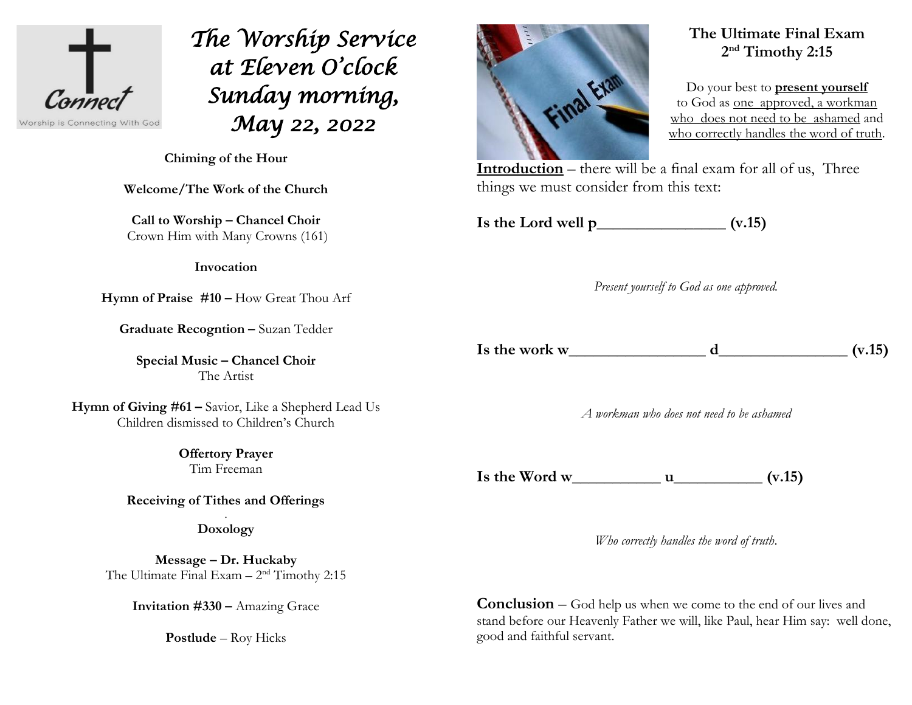Connect

Worship is Connecting With God

# *The Worship Service at Eleven O'clock Sunday morning, May 22, 2022*

**Chiming of the Hour**

**Welcome/The Work of the Church**

**Call to Worship – Chancel Choir**
Crown Him with Many Crowns (161)

**Invocation**

**Hymn of Praise #10 –** How Great Thou Arf

**Graduate Recogntion –** Suzan Tedder

**Special Music – Chancel Choir**
The Artist

**Hymn of Giving #61 –** Savior, Like a Shepherd Lead Us
Children dismissed to Children's Church

**Offertory Prayer**
Tim Freeman

**Receiving of Tithes and Offerings**

**Doxology**

**Message – Dr. Huckaby**
The Ultimate Final Exam – 2nd Timothy 2:15

**Invitation #330 –** Amazing Grace

**Postlude** – Roy Hicks

## The Ultimate Final Exam
## 2nd Timothy 2:15

Do your best to **present yourself** to God as one approved, a workman who does not need to be ashamed and who correctly handles the word of truth.

**Introduction** – there will be a final exam for all of us, Three things we must consider from this text:

**Is the Lord well p________________ (v.15)**

*Present yourself to God as one approved.*

**Is the work w_________________ d________________ (v.15)**

*A workman who does not need to be ashamed*

**Is the Word w___________ u___________ (v.15)**

*Who correctly handles the word of truth.*

**Conclusion** – God help us when we come to the end of our lives and stand before our Heavenly Father we will, like Paul, hear Him say: well done, good and faithful servant.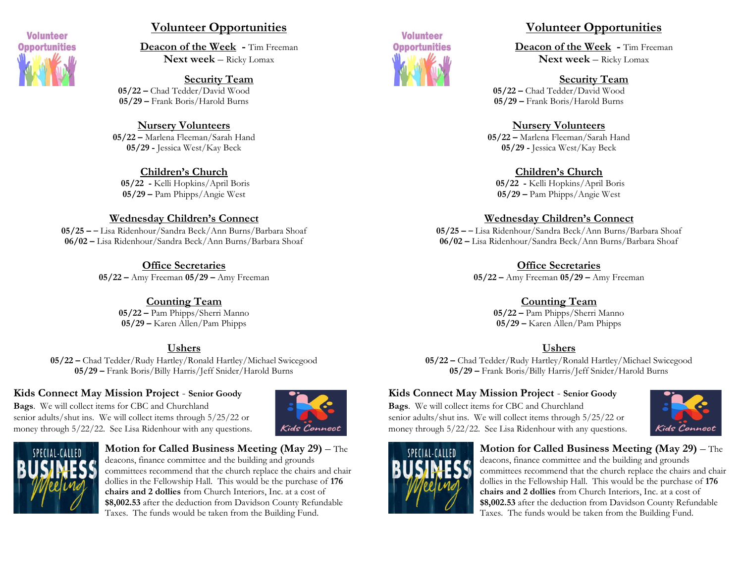# Volunteer Opportunities

**Deacon of the Week** - Tim Freeman
**Next week** – Ricky Lomax

**Security Team**
**05/22 –** Chad Tedder/David Wood
**05/29 –** Frank Boris/Harold Burns

**Nursery Volunteers**
**05/22 –** Marlena Fleeman/Sarah Hand
**05/29 -** Jessica West/Kay Beck

**Children's Church**
**05/22 -** Kelli Hopkins/April Boris
**05/29 –** Pam Phipps/Angie West

**Wednesday Children's Connect**
**05/25 – –** Lisa Ridenhour/Sandra Beck/Ann Burns/Barbara Shoaf
**06/02 –** Lisa Ridenhour/Sandra Beck/Ann Burns/Barbara Shoaf

**Office Secretaries**
**05/22 –** Amy Freeman **05/29 –** Amy Freeman

**Counting Team**
**05/22 –** Pam Phipps/Sherri Manno
**05/29 –** Karen Allen/Pam Phipps

**Ushers**
**05/22 –** Chad Tedder/Rudy Hartley/Ronald Hartley/Michael Swicegood
**05/29 –** Frank Boris/Billy Harris/Jeff Snider/Harold Burns

**Kids Connect May Mission Project** - **Senior Goody Bags**. We will collect items for CBC and Churchland senior adults/shut ins. We will collect items through 5/25/22 or money through 5/22/22. See Lisa Ridenhour with any questions.

**Motion for Called Business Meeting (May 29)** – The deacons, finance committee and the building and grounds committees recommend that the church replace the chairs and chair dollies in the Fellowship Hall. This would be the purchase of **176 chairs and 2 dollies** from Church Interiors, Inc. at a cost of **$8,002.53** after the deduction from Davidson County Refundable Taxes. The funds would be taken from the Building Fund.

# Volunteer Opportunities

**Deacon of the Week** - Tim Freeman
**Next week** – Ricky Lomax

**Security Team**
**05/22 –** Chad Tedder/David Wood
**05/29 –** Frank Boris/Harold Burns

**Nursery Volunteers**
**05/22 –** Marlena Fleeman/Sarah Hand
**05/29 -** Jessica West/Kay Beck

**Children's Church**
**05/22 -** Kelli Hopkins/April Boris
**05/29 –** Pam Phipps/Angie West

**Wednesday Children's Connect**
**05/25 – –** Lisa Ridenhour/Sandra Beck/Ann Burns/Barbara Shoaf
**06/02 –** Lisa Ridenhour/Sandra Beck/Ann Burns/Barbara Shoaf

**Office Secretaries**
**05/22 –** Amy Freeman **05/29 –** Amy Freeman

**Counting Team**
**05/22 –** Pam Phipps/Sherri Manno
**05/29 –** Karen Allen/Pam Phipps

**Ushers**
**05/22 –** Chad Tedder/Rudy Hartley/Ronald Hartley/Michael Swicegood
**05/29 –** Frank Boris/Billy Harris/Jeff Snider/Harold Burns

**Kids Connect May Mission Project** - **Senior Goody Bags**. We will collect items for CBC and Churchland senior adults/shut ins. We will collect items through 5/25/22 or money through 5/22/22. See Lisa Ridenhour with any questions.

**Motion for Called Business Meeting (May 29)** – The deacons, finance committee and the building and grounds committees recommend that the church replace the chairs and chair dollies in the Fellowship Hall. This would be the purchase of **176 chairs and 2 dollies** from Church Interiors, Inc. at a cost of **$8,002.53** after the deduction from Davidson County Refundable Taxes. The funds would be taken from the Building Fund.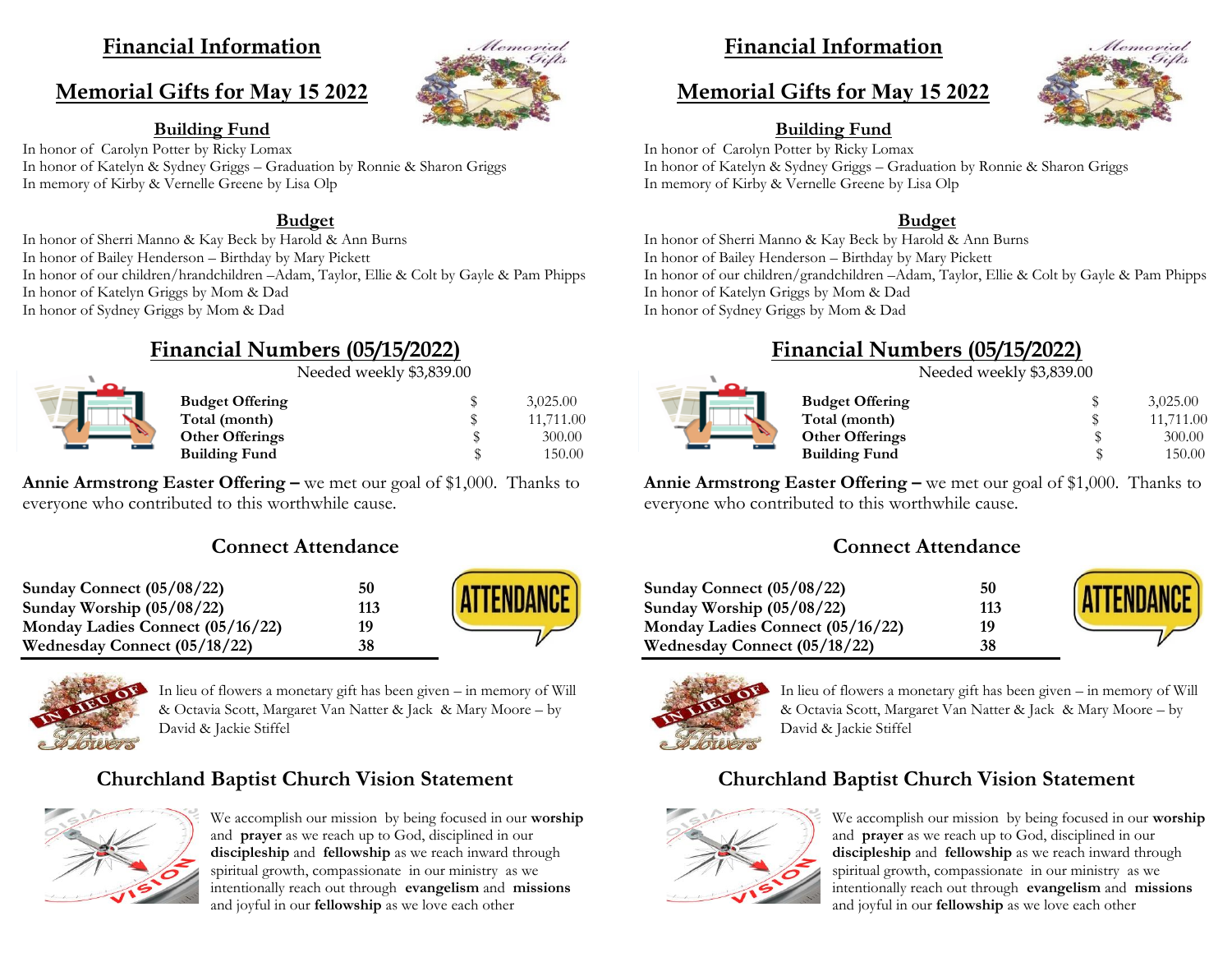# Financial Information

## Memorial Gifts for May 15 2022

### Building Fund

In honor of Carolyn Potter by Ricky Lomax
In honor of Katelyn & Sydney Griggs – Graduation by Ronnie & Sharon Griggs
In memory of Kirby & Vernelle Greene by Lisa Olp

### Budget

In honor of Sherri Manno & Kay Beck by Harold & Ann Burns
In honor of Bailey Henderson – Birthday by Mary Pickett
In honor of our children/hrandchildren –Adam, Taylor, Ellie & Colt by Gayle & Pam Phipps
In honor of Katelyn Griggs by Mom & Dad
In honor of Sydney Griggs by Mom & Dad

## Financial Numbers (05/15/2022)

Needed weekly $3,839.00

| | | |
|---|---|---|
| **Budget Offering** | $ | 3,025.00 |
| **Total (month)** | $ | 11,711.00 |
| **Other Offerings** | $ | 300.00 |
| **Building Fund** | $ | 150.00 |

**Annie Armstrong Easter Offering –** we met our goal of $1,000. Thanks to everyone who contributed to this worthwhile cause.

## Connect Attendance

| | |
|---|---|
| **Sunday Connect (05/08/22)** | **50** |
| **Sunday Worship (05/08/22)** | **113** |
| **Monday Ladies Connect (05/16/22)** | **19** |
| **Wednesday Connect (05/18/22)** | **38** |

In lieu of flowers a monetary gift has been given – in memory of Will & Octavia Scott, Margaret Van Natter & Jack & Mary Moore – by David & Jackie Stiffel

## Churchland Baptist Church Vision Statement

We accomplish our mission by being focused in our **worship** and **prayer** as we reach up to God, disciplined in our **discipleship** and **fellowship** as we reach inward through spiritual growth, compassionate in our ministry as we intentionally reach out through **evangelism** and **missions** and joyful in our **fellowship** as we love each other

# Financial Information

## Memorial Gifts for May 15 2022

### Building Fund

In honor of Carolyn Potter by Ricky Lomax
In honor of Katelyn & Sydney Griggs – Graduation by Ronnie & Sharon Griggs
In memory of Kirby & Vernelle Greene by Lisa Olp

### Budget

In honor of Sherri Manno & Kay Beck by Harold & Ann Burns
In honor of Bailey Henderson – Birthday by Mary Pickett
In honor of our children/grandchildren –Adam, Taylor, Ellie & Colt by Gayle & Pam Phipps
In honor of Katelyn Griggs by Mom & Dad
In honor of Sydney Griggs by Mom & Dad

## Financial Numbers (05/15/2022)

Needed weekly $3,839.00

| | | |
|---|---|---|
| **Budget Offering** | $ | 3,025.00 |
| **Total (month)** | $ | 11,711.00 |
| **Other Offerings** | $ | 300.00 |
| **Building Fund** | $ | 150.00 |

**Annie Armstrong Easter Offering –** we met our goal of $1,000. Thanks to everyone who contributed to this worthwhile cause.

## Connect Attendance

| | |
|---|---|
| **Sunday Connect (05/08/22)** | **50** |
| **Sunday Worship (05/08/22)** | **113** |
| **Monday Ladies Connect (05/16/22)** | **19** |
| **Wednesday Connect (05/18/22)** | **38** |

In lieu of flowers a monetary gift has been given – in memory of Will & Octavia Scott, Margaret Van Natter & Jack & Mary Moore – by David & Jackie Stiffel

## Churchland Baptist Church Vision Statement

We accomplish our mission by being focused in our **worship** and **prayer** as we reach up to God, disciplined in our **discipleship** and **fellowship** as we reach inward through spiritual growth, compassionate in our ministry as we intentionally reach out through **evangelism** and **missions** and joyful in our **fellowship** as we love each other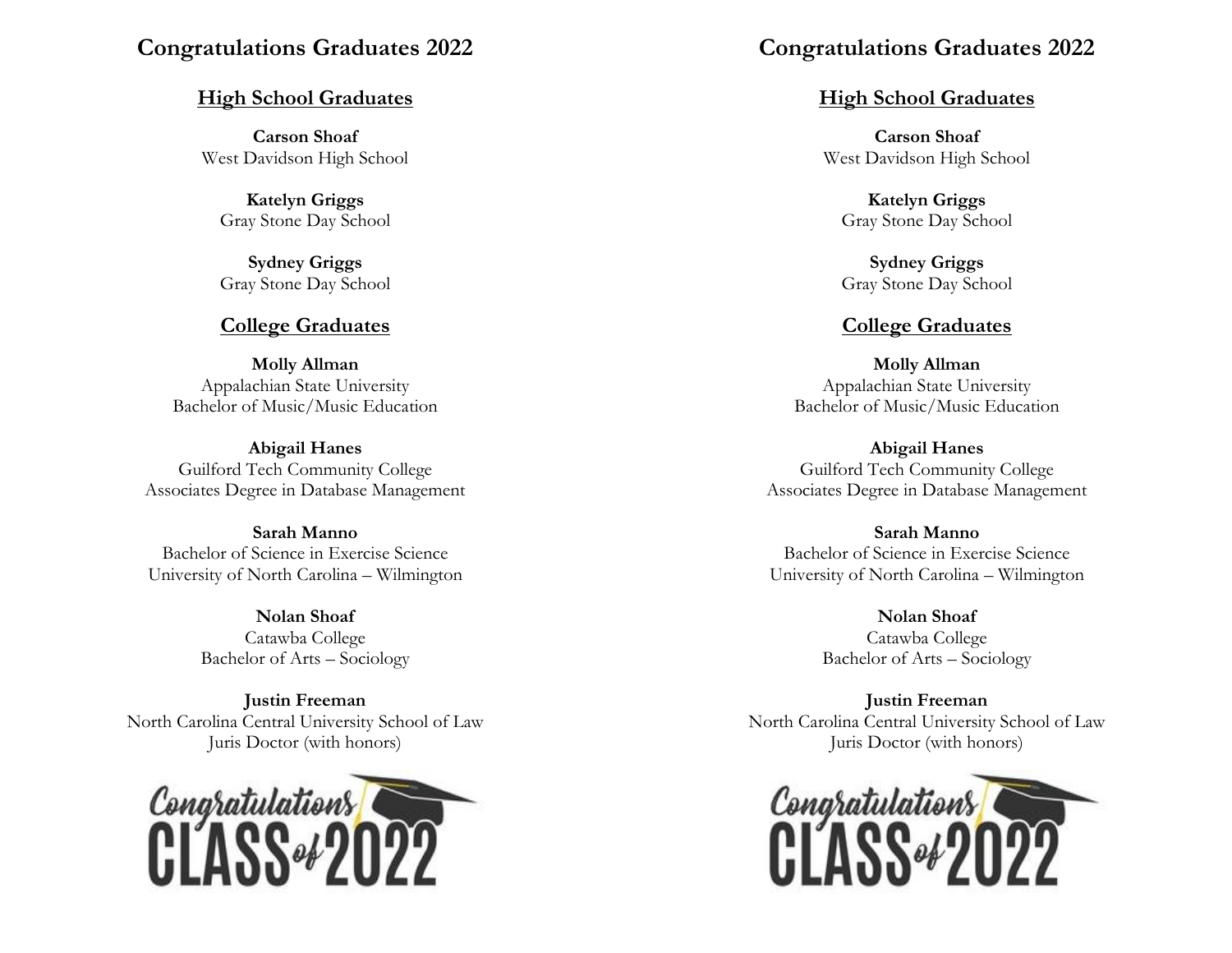# Congratulations Graduates 2022

## High School Graduates

**Carson Shoaf**
West Davidson High School

**Katelyn Griggs**
Gray Stone Day School

**Sydney Griggs**
Gray Stone Day School

## College Graduates

**Molly Allman**
Appalachian State University
Bachelor of Music/Music Education

**Abigail Hanes**
Guilford Tech Community College
Associates Degree in Database Management

**Sarah Manno**
Bachelor of Science in Exercise Science
University of North Carolina – Wilmington

**Nolan Shoaf**
Catawba College
Bachelor of Arts – Sociology

**Justin Freeman**
North Carolina Central University School of Law
Juris Doctor (with honors)

Congratulations CLASS of 2022

# Congratulations Graduates 2022

## High School Graduates

**Carson Shoaf**
West Davidson High School

**Katelyn Griggs**
Gray Stone Day School

**Sydney Griggs**
Gray Stone Day School

## College Graduates

**Molly Allman**
Appalachian State University
Bachelor of Music/Music Education

**Abigail Hanes**
Guilford Tech Community College
Associates Degree in Database Management

**Sarah Manno**
Bachelor of Science in Exercise Science
University of North Carolina – Wilmington

**Nolan Shoaf**
Catawba College
Bachelor of Arts – Sociology

**Justin Freeman**
North Carolina Central University School of Law
Juris Doctor (with honors)

Congratulations CLASS of 2022